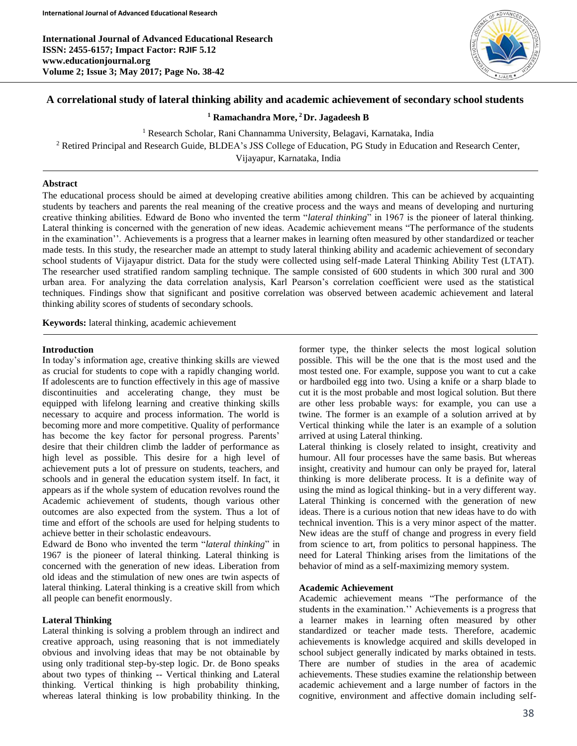# A correlational study of lateral thinking ability and academic achievement of secondary school students

**[1] Ramachandra More, [2] Dr. Jagadeesh B**

[1] Research Scholar, Rani Channamma University, Belagavi, Karnataka, India
[2] Retired Principal and Research Guide, BLDEA's JSS College of Education, PG Study in Education and Research Center, Vijayapur, Karnataka, India

## Abstract

The educational process should be aimed at developing creative abilities among children. This can be achieved by acquainting students by teachers and parents the real meaning of the creative process and the ways and means of developing and nurturing creative thinking abilities. Edward de Bono who invented the term "*lateral thinking*" in 1967 is the pioneer of lateral thinking. Lateral thinking is concerned with the generation of new ideas. Academic achievement means "The performance of the students in the examination''. Achievements is a progress that a learner makes in learning often measured by other standardized or teacher made tests. In this study, the researcher made an attempt to study lateral thinking ability and academic achievement of secondary school students of Vijayapur district. Data for the study were collected using self-made Lateral Thinking Ability Test (LTAT). The researcher used stratified random sampling technique. The sample consisted of 600 students in which 300 rural and 300 urban area. For analyzing the data correlation analysis, Karl Pearson's correlation coefficient were used as the statistical techniques. Findings show that significant and positive correlation was observed between academic achievement and lateral thinking ability scores of students of secondary schools.

**Keywords:** lateral thinking, academic achievement

## Introduction

In today's information age, creative thinking skills are viewed as crucial for students to cope with a rapidly changing world. If adolescents are to function effectively in this age of massive discontinuities and accelerating change, they must be equipped with lifelong learning and creative thinking skills necessary to acquire and process information. The world is becoming more and more competitive. Quality of performance has become the key factor for personal progress. Parents' desire that their children climb the ladder of performance as high level as possible. This desire for a high level of achievement puts a lot of pressure on students, teachers, and schools and in general the education system itself. In fact, it appears as if the whole system of education revolves round the Academic achievement of students, though various other outcomes are also expected from the system. Thus a lot of time and effort of the schools are used for helping students to achieve better in their scholastic endeavours.

Edward de Bono who invented the term "*lateral thinking*" in 1967 is the pioneer of lateral thinking. Lateral thinking is concerned with the generation of new ideas. Liberation from old ideas and the stimulation of new ones are twin aspects of lateral thinking. Lateral thinking is a creative skill from which all people can benefit enormously.

### Lateral Thinking

Lateral thinking is solving a problem through an indirect and creative approach, using reasoning that is not immediately obvious and involving ideas that may be not obtainable by using only traditional step-by-step logic. Dr. de Bono speaks about two types of thinking -- Vertical thinking and Lateral thinking. Vertical thinking is high probability thinking, whereas lateral thinking is low probability thinking. In the former type, the thinker selects the most logical solution possible. This will be the one that is the most used and the most tested one. For example, suppose you want to cut a cake or hardboiled egg into two. Using a knife or a sharp blade to cut it is the most probable and most logical solution. But there are other less probable ways: for example, you can use a twine. The former is an example of a solution arrived at by Vertical thinking while the later is an example of a solution arrived at using Lateral thinking.

Lateral thinking is closely related to insight, creativity and humour. All four processes have the same basis. But whereas insight, creativity and humour can only be prayed for, lateral thinking is more deliberate process. It is a definite way of using the mind as logical thinking- but in a very different way. Lateral Thinking is concerned with the generation of new ideas. There is a curious notion that new ideas have to do with technical invention. This is a very minor aspect of the matter. New ideas are the stuff of change and progress in every field from science to art, from politics to personal happiness. The need for Lateral Thinking arises from the limitations of the behavior of mind as a self-maximizing memory system.

### Academic Achievement

Academic achievement means "The performance of the students in the examination.'' Achievements is a progress that a learner makes in learning often measured by other standardized or teacher made tests. Therefore, academic achievements is knowledge acquired and skills developed in school subject generally indicated by marks obtained in tests. There are number of studies in the area of academic achievements. These studies examine the relationship between academic achievement and a large number of factors in the cognitive, environment and affective domain including self-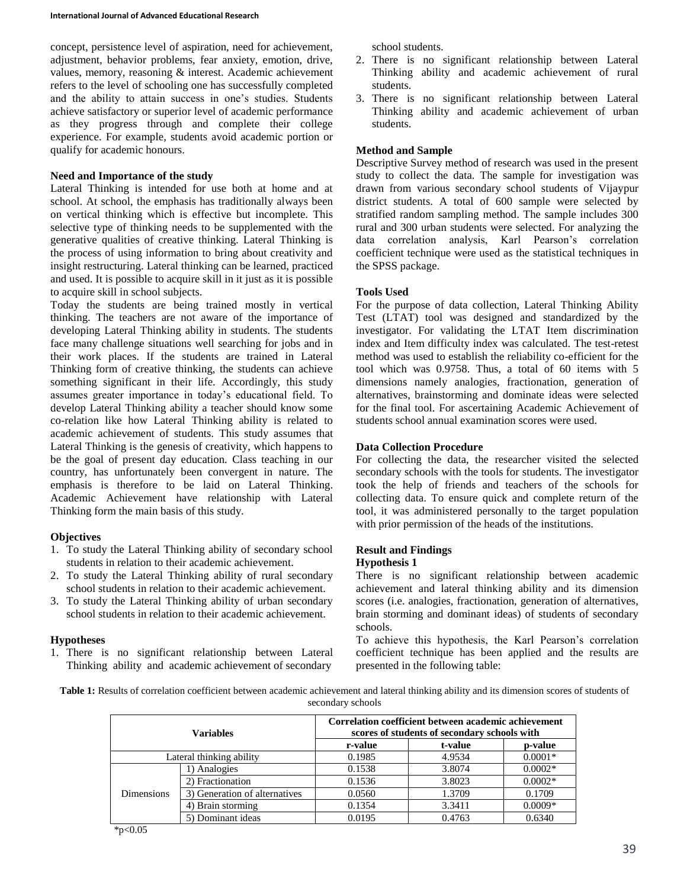concept, persistence level of aspiration, need for achievement, adjustment, behavior problems, fear anxiety, emotion, drive, values, memory, reasoning & interest. Academic achievement refers to the level of schooling one has successfully completed and the ability to attain success in one's studies. Students achieve satisfactory or superior level of academic performance as they progress through and complete their college experience. For example, students avoid academic portion or qualify for academic honours.

### Need and Importance of the study

Lateral Thinking is intended for use both at home and at school. At school, the emphasis has traditionally always been on vertical thinking which is effective but incomplete. This selective type of thinking needs to be supplemented with the generative qualities of creative thinking. Lateral Thinking is the process of using information to bring about creativity and insight restructuring. Lateral thinking can be learned, practiced and used. It is possible to acquire skill in it just as it is possible to acquire skill in school subjects.

Today the students are being trained mostly in vertical thinking. The teachers are not aware of the importance of developing Lateral Thinking ability in students. The students face many challenge situations well searching for jobs and in their work places. If the students are trained in Lateral Thinking form of creative thinking, the students can achieve something significant in their life. Accordingly, this study assumes greater importance in today's educational field. To develop Lateral Thinking ability a teacher should know some co-relation like how Lateral Thinking ability is related to academic achievement of students. This study assumes that Lateral Thinking is the genesis of creativity, which happens to be the goal of present day education. Class teaching in our country, has unfortunately been convergent in nature. The emphasis is therefore to be laid on Lateral Thinking. Academic Achievement have relationship with Lateral Thinking form the main basis of this study.

### Objectives

1. To study the Lateral Thinking ability of secondary school students in relation to their academic achievement.
2. To study the Lateral Thinking ability of rural secondary school students in relation to their academic achievement.
3. To study the Lateral Thinking ability of urban secondary school students in relation to their academic achievement.

### Hypotheses

1. There is no significant relationship between Lateral Thinking ability and academic achievement of secondary school students.
2. There is no significant relationship between Lateral Thinking ability and academic achievement of rural students.
3. There is no significant relationship between Lateral Thinking ability and academic achievement of urban students.

### Method and Sample

Descriptive Survey method of research was used in the present study to collect the data. The sample for investigation was drawn from various secondary school students of Vijaypur district students. A total of 600 sample were selected by stratified random sampling method. The sample includes 300 rural and 300 urban students were selected. For analyzing the data correlation analysis, Karl Pearson's correlation coefficient technique were used as the statistical techniques in the SPSS package.

### Tools Used

For the purpose of data collection, Lateral Thinking Ability Test (LTAT) tool was designed and standardized by the investigator. For validating the LTAT Item discrimination index and Item difficulty index was calculated. The test-retest method was used to establish the reliability co-efficient for the tool which was 0.9758. Thus, a total of 60 items with 5 dimensions namely analogies, fractionation, generation of alternatives, brainstorming and dominate ideas were selected for the final tool. For ascertaining Academic Achievement of students school annual examination scores were used.

### Data Collection Procedure

For collecting the data, the researcher visited the selected secondary schools with the tools for students. The investigator took the help of friends and teachers of the schools for collecting data. To ensure quick and complete return of the tool, it was administered personally to the target population with prior permission of the heads of the institutions.

### Result and Findings

#### Hypothesis 1

There is no significant relationship between academic achievement and lateral thinking ability and its dimension scores (i.e. analogies, fractionation, generation of alternatives, brain storming and dominant ideas) of students of secondary schools.

To achieve this hypothesis, the Karl Pearson's correlation coefficient technique has been applied and the results are presented in the following table:

**Table 1:** Results of correlation coefficient between academic achievement and lateral thinking ability and its dimension scores of students of secondary schools

| Variables | | Correlation coefficient between academic achievement scores of students of secondary schools with | | |
|---|---|---|---|---|
| | | r-value | t-value | p-value |
| Lateral thinking ability | | 0.1985 | 4.9534 | 0.0001* |
| Dimensions | 1) Analogies | 0.1538 | 3.8074 | 0.0002* |
| | 2) Fractionation | 0.1536 | 3.8023 | 0.0002* |
| | 3) Generation of alternatives | 0.0560 | 1.3709 | 0.1709 |
| | 4) Brain storming | 0.1354 | 3.3411 | 0.0009* |
| | 5) Dominant ideas | 0.0195 | 0.4763 | 0.6340 |

*$p<0.05$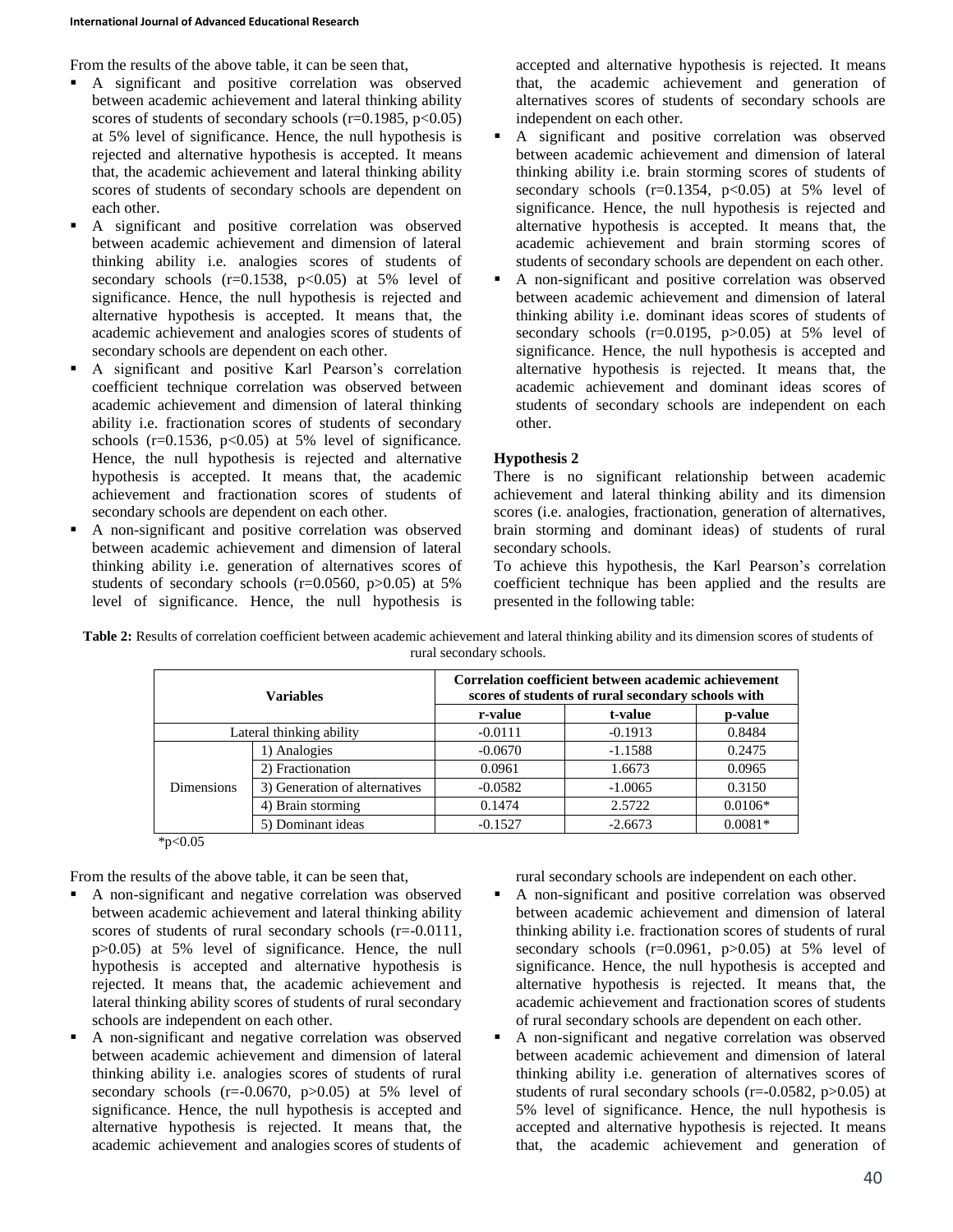From the results of the above table, it can be seen that,

- A significant and positive correlation was observed between academic achievement and lateral thinking ability scores of students of secondary schools ($r=0.1985$, $p<0.05$) at 5% level of significance. Hence, the null hypothesis is rejected and alternative hypothesis is accepted. It means that, the academic achievement and lateral thinking ability scores of students of secondary schools are dependent on each other.
- A significant and positive correlation was observed between academic achievement and dimension of lateral thinking ability i.e. analogies scores of students of secondary schools ($r=0.1538$, $p<0.05$) at 5% level of significance. Hence, the null hypothesis is rejected and alternative hypothesis is accepted. It means that, the academic achievement and analogies scores of students of secondary schools are dependent on each other.
- A significant and positive Karl Pearson's correlation coefficient technique correlation was observed between academic achievement and dimension of lateral thinking ability i.e. fractionation scores of students of secondary schools ($r=0.1536$, $p<0.05$) at 5% level of significance. Hence, the null hypothesis is rejected and alternative hypothesis is accepted. It means that, the academic achievement and fractionation scores of students of secondary schools are dependent on each other.
- A non-significant and positive correlation was observed between academic achievement and dimension of lateral thinking ability i.e. generation of alternatives scores of students of secondary schools ($r=0.0560$, $p>0.05$) at 5% level of significance. Hence, the null hypothesis is accepted and alternative hypothesis is rejected. It means that, the academic achievement and generation of alternatives scores of students of secondary schools are independent on each other.
- A significant and positive correlation was observed between academic achievement and dimension of lateral thinking ability i.e. brain storming scores of students of secondary schools ($r=0.1354$, $p<0.05$) at 5% level of significance. Hence, the null hypothesis is rejected and alternative hypothesis is accepted. It means that, the academic achievement and brain storming scores of students of secondary schools are dependent on each other.
- A non-significant and positive correlation was observed between academic achievement and dimension of lateral thinking ability i.e. dominant ideas scores of students of secondary schools ($r=0.0195$, $p>0.05$) at 5% level of significance. Hence, the null hypothesis is accepted and alternative hypothesis is rejected. It means that, the academic achievement and dominant ideas scores of students of secondary schools are independent on each other.

### Hypothesis 2

There is no significant relationship between academic achievement and lateral thinking ability and its dimension scores (i.e. analogies, fractionation, generation of alternatives, brain storming and dominant ideas) of students of rural secondary schools.

To achieve this hypothesis, the Karl Pearson's correlation coefficient technique has been applied and the results are presented in the following table:

**Table 2:** Results of correlation coefficient between academic achievement and lateral thinking ability and its dimension scores of students of rural secondary schools.

| Variables | | Correlation coefficient between academic achievement scores of students of rural secondary schools with | | |
|---|---|---|---|---|
| | | r-value | t-value | p-value |
| Lateral thinking ability | | -0.0111 | -0.1913 | 0.8484 |
| Dimensions | 1) Analogies | -0.0670 | -1.1588 | 0.2475 |
| | 2) Fractionation | 0.0961 | 1.6673 | 0.0965 |
| | 3) Generation of alternatives | -0.0582 | -1.0065 | 0.3150 |
| | 4) Brain storming | 0.1474 | 2.5722 | 0.0106* |
| | 5) Dominant ideas | -0.1527 | -2.6673 | 0.0081* |

*$p<0.05$

From the results of the above table, it can be seen that,

- A non-significant and negative correlation was observed between academic achievement and lateral thinking ability scores of students of rural secondary schools ($r=-0.0111$, $p>0.05$) at 5% level of significance. Hence, the null hypothesis is accepted and alternative hypothesis is rejected. It means that, the academic achievement and lateral thinking ability scores of students of rural secondary schools are independent on each other.
- A non-significant and negative correlation was observed between academic achievement and dimension of lateral thinking ability i.e. analogies scores of students of rural secondary schools ($r=-0.0670$, $p>0.05$) at 5% level of significance. Hence, the null hypothesis is accepted and alternative hypothesis is rejected. It means that, the academic achievement and analogies scores of students of rural secondary schools are independent on each other.
- A non-significant and positive correlation was observed between academic achievement and dimension of lateral thinking ability i.e. fractionation scores of students of rural secondary schools ($r=0.0961$, $p>0.05$) at 5% level of significance. Hence, the null hypothesis is accepted and alternative hypothesis is rejected. It means that, the academic achievement and fractionation scores of students of rural secondary schools are dependent on each other.
- A non-significant and negative correlation was observed between academic achievement and dimension of lateral thinking ability i.e. generation of alternatives scores of students of rural secondary schools ($r=-0.0582$, $p>0.05$) at 5% level of significance. Hence, the null hypothesis is accepted and alternative hypothesis is rejected. It means that, the academic achievement and generation of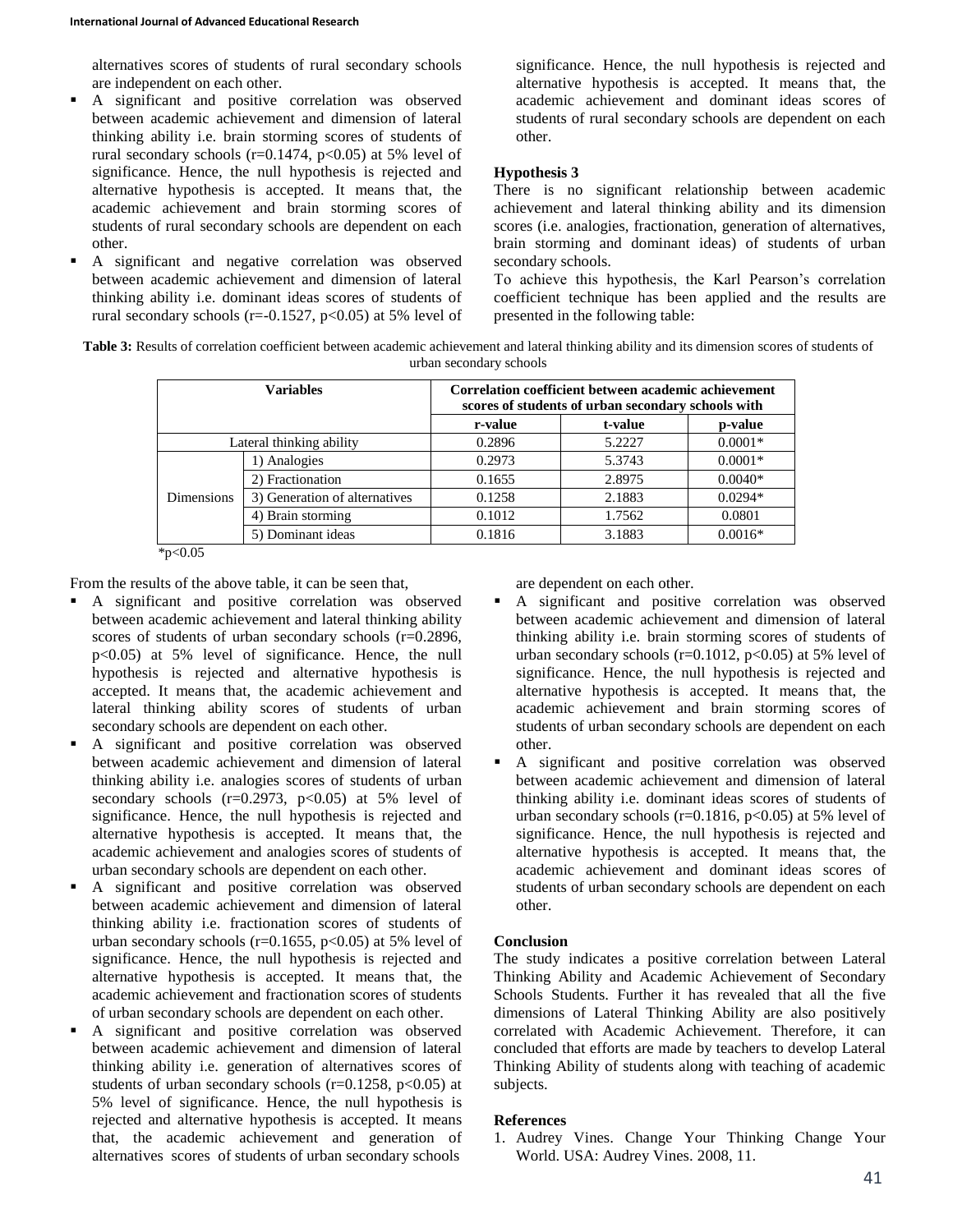alternatives scores of students of rural secondary schools are independent on each other.

- A significant and positive correlation was observed between academic achievement and dimension of lateral thinking ability i.e. brain storming scores of students of rural secondary schools ($r=0.1474$, $p<0.05$) at 5% level of significance. Hence, the null hypothesis is rejected and alternative hypothesis is accepted. It means that, the academic achievement and brain storming scores of students of rural secondary schools are dependent on each other.
- A significant and negative correlation was observed between academic achievement and dimension of lateral thinking ability i.e. dominant ideas scores of students of rural secondary schools ($r=-0.1527$, $p<0.05$) at 5% level of significance. Hence, the null hypothesis is rejected and alternative hypothesis is accepted. It means that, the academic achievement and dominant ideas scores of students of rural secondary schools are dependent on each other.

**Hypothesis 3**

There is no significant relationship between academic achievement and lateral thinking ability and its dimension scores (i.e. analogies, fractionation, generation of alternatives, brain storming and dominant ideas) of students of urban secondary schools.

To achieve this hypothesis, the Karl Pearson's correlation coefficient technique has been applied and the results are presented in the following table:

**Table 3:** Results of correlation coefficient between academic achievement and lateral thinking ability and its dimension scores of students of urban secondary schools

| Variables | | Correlation coefficient between academic achievement scores of students of urban secondary schools with | | |
|---|---|---|---|---|
| | | r-value | t-value | p-value |
| Lateral thinking ability | | 0.2896 | 5.2227 | 0.0001* |
| Dimensions | 1) Analogies | 0.2973 | 5.3743 | 0.0001* |
| | 2) Fractionation | 0.1655 | 2.8975 | 0.0040* |
| | 3) Generation of alternatives | 0.1258 | 2.1883 | 0.0294* |
| | 4) Brain storming | 0.1012 | 1.7562 | 0.0801 |
| | 5) Dominant ideas | 0.1816 | 3.1883 | 0.0016* |

*$p<0.05$

From the results of the above table, it can be seen that,

- A significant and positive correlation was observed between academic achievement and lateral thinking ability scores of students of urban secondary schools ($r=0.2896$, $p<0.05$) at 5% level of significance. Hence, the null hypothesis is rejected and alternative hypothesis is accepted. It means that, the academic achievement and lateral thinking ability scores of students of urban secondary schools are dependent on each other.
- A significant and positive correlation was observed between academic achievement and dimension of lateral thinking ability i.e. analogies scores of students of urban secondary schools ($r=0.2973$, $p<0.05$) at 5% level of significance. Hence, the null hypothesis is rejected and alternative hypothesis is accepted. It means that, the academic achievement and analogies scores of students of urban secondary schools are dependent on each other.
- A significant and positive correlation was observed between academic achievement and dimension of lateral thinking ability i.e. fractionation scores of students of urban secondary schools ($r=0.1655$, $p<0.05$) at 5% level of significance. Hence, the null hypothesis is rejected and alternative hypothesis is accepted. It means that, the academic achievement and fractionation scores of students of urban secondary schools are dependent on each other.
- A significant and positive correlation was observed between academic achievement and dimension of lateral thinking ability i.e. generation of alternatives scores of students of urban secondary schools ($r=0.1258$, $p<0.05$) at 5% level of significance. Hence, the null hypothesis is rejected and alternative hypothesis is accepted. It means that, the academic achievement and generation of alternatives scores of students of urban secondary schools are dependent on each other.
- A significant and positive correlation was observed between academic achievement and dimension of lateral thinking ability i.e. brain storming scores of students of urban secondary schools ($r=0.1012$, $p<0.05$) at 5% level of significance. Hence, the null hypothesis is rejected and alternative hypothesis is accepted. It means that, the academic achievement and brain storming scores of students of urban secondary schools are dependent on each other.
- A significant and positive correlation was observed between academic achievement and dimension of lateral thinking ability i.e. dominant ideas scores of students of urban secondary schools ($r=0.1816$, $p<0.05$) at 5% level of significance. Hence, the null hypothesis is rejected and alternative hypothesis is accepted. It means that, the academic achievement and dominant ideas scores of students of urban secondary schools are dependent on each other.

**Conclusion**

The study indicates a positive correlation between Lateral Thinking Ability and Academic Achievement of Secondary Schools Students. Further it has revealed that all the five dimensions of Lateral Thinking Ability are also positively correlated with Academic Achievement. Therefore, it can concluded that efforts are made by teachers to develop Lateral Thinking Ability of students along with teaching of academic subjects.

**References**

1. Audrey Vines. Change Your Thinking Change Your World. USA: Audrey Vines. 2008, 11.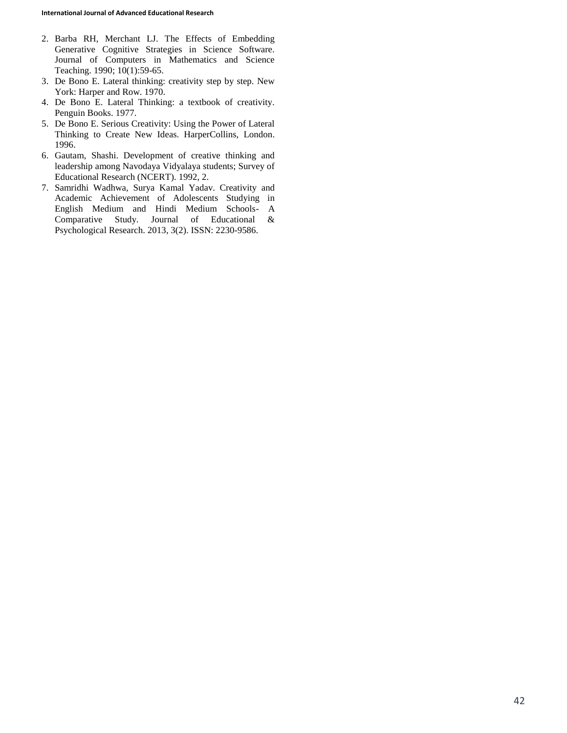2. Barba RH, Merchant LJ. The Effects of Embedding Generative Cognitive Strategies in Science Software. Journal of Computers in Mathematics and Science Teaching. 1990; 10(1):59-65.
3. De Bono E. Lateral thinking: creativity step by step. New York: Harper and Row. 1970.
4. De Bono E. Lateral Thinking: a textbook of creativity. Penguin Books. 1977.
5. De Bono E. Serious Creativity: Using the Power of Lateral Thinking to Create New Ideas. HarperCollins, London. 1996.
6. Gautam, Shashi. Development of creative thinking and leadership among Navodaya Vidyalaya students; Survey of Educational Research (NCERT). 1992, 2.
7. Samridhi Wadhwa, Surya Kamal Yadav. Creativity and Academic Achievement of Adolescents Studying in English Medium and Hindi Medium Schools- A Comparative Study. Journal of Educational & Psychological Research. 2013, 3(2). ISSN: 2230-9586.